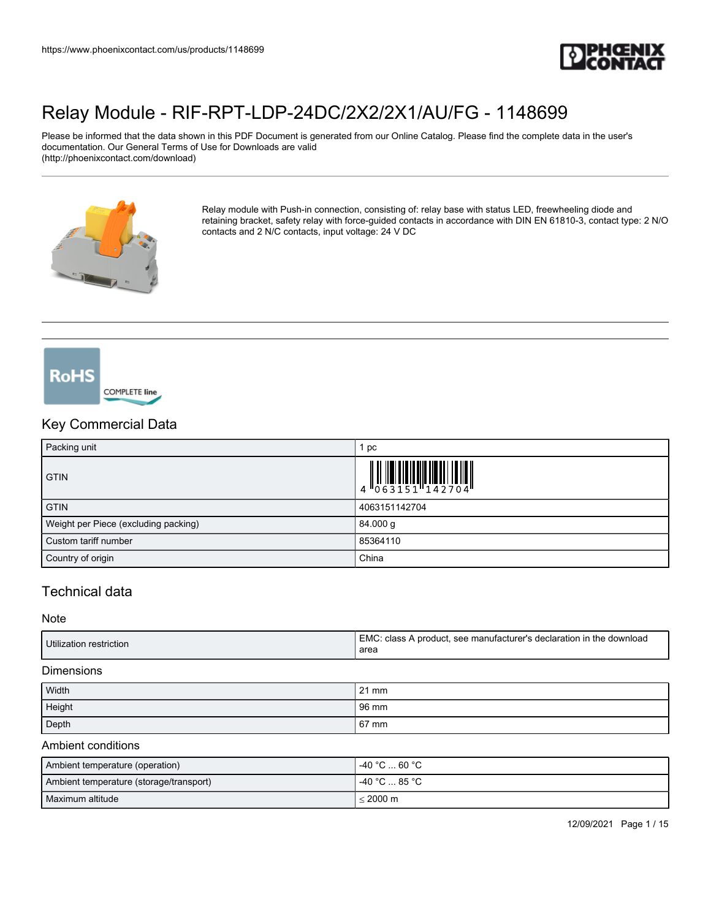# Relay Module - RIF-RPT-LDP-24DC/2X2/2X1/AU/FG - 1148699

Please be informed that the data shown in this PDF Document is generated from our Online Catalog. Please find the complete data in the user's documentation. Our General Terms of Use for Downloads are valid (http://phoenixcontact.com/download)

Relay module with Push-in connection, consisting of: relay base with status LED, freewheeling diode and retaining bracket, safety relay with force-guided contacts in accordance with DIN EN 61810-3, contact type: 2 N/O contacts and 2 N/C contacts, input voltage: 24 V DC

## Key Commercial Data

| Packing unit | 1 pc |
|---|---|
| GTIN | 4 063151 142704 |
| GTIN | 4063151142704 |
| Weight per Piece (excluding packing) | 84.000 g |
| Custom tariff number | 85364110 |
| Country of origin | China |

## Technical data

### Note

| Utilization restriction | EMC: class A product, see manufacturer's declaration in the download area |
|---|---|

### Dimensions

| Width | 21 mm |
|---|---|
| Height | 96 mm |
| Depth | 67 mm |

### Ambient conditions

| Ambient temperature (operation) | -40 °C ... 60 °C |
|---|---|
| Ambient temperature (storage/transport) | -40 °C ... 85 °C |
| Maximum altitude | ≤ 2000 m |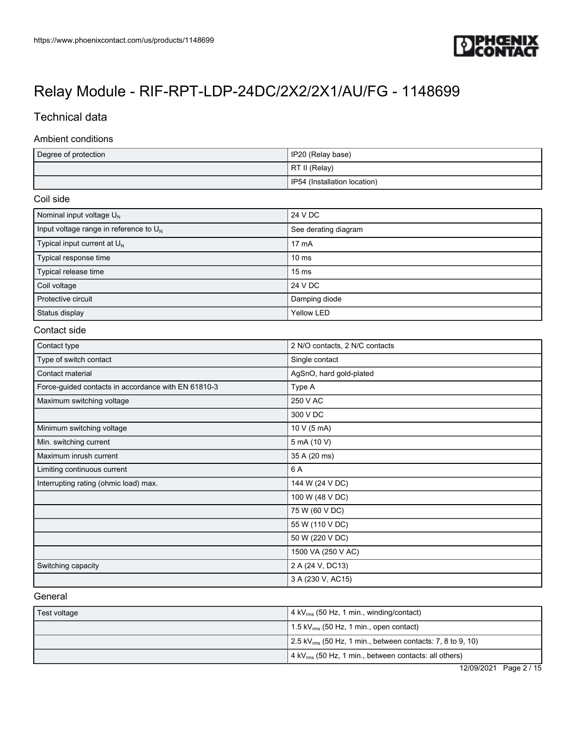# Relay Module - RIF-RPT-LDP-24DC/2X2/2X1/AU/FG - 1148699

## Technical data

### Ambient conditions

| | |
|---|---|
| Degree of protection | IP20 (Relay base) |
| | RT II (Relay) |
| | IP54 (Installation location) |

### Coil side

| | |
|---|---|
| Nominal input voltage $U_N$ | 24 V DC |
| Input voltage range in reference to $U_N$ | See derating diagram |
| Typical input current at $U_N$ | 17 mA |
| Typical response time | 10 ms |
| Typical release time | 15 ms |
| Coil voltage | 24 V DC |
| Protective circuit | Damping diode |
| Status display | Yellow LED |

### Contact side

| | |
|---|---|
| Contact type | 2 N/O contacts, 2 N/C contacts |
| Type of switch contact | Single contact |
| Contact material | AgSnO, hard gold-plated |
| Force-guided contacts in accordance with EN 61810-3 | Type A |
| Maximum switching voltage | 250 V AC |
| | 300 V DC |
| Minimum switching voltage | 10 V (5 mA) |
| Min. switching current | 5 mA (10 V) |
| Maximum inrush current | 35 A (20 ms) |
| Limiting continuous current | 6 A |
| Interrupting rating (ohmic load) max. | 144 W (24 V DC) |
| | 100 W (48 V DC) |
| | 75 W (60 V DC) |
| | 55 W (110 V DC) |
| | 50 W (220 V DC) |
| | 1500 VA (250 V AC) |
| Switching capacity | 2 A (24 V, DC13) |
| | 3 A (230 V, AC15) |

### General

| | |
|---|---|
| Test voltage | 4 $kV_{rms}$ (50 Hz, 1 min., winding/contact) |
| | 1.5 $kV_{rms}$ (50 Hz, 1 min., open contact) |
| | 2.5 $kV_{rms}$ (50 Hz, 1 min., between contacts: 7, 8 to 9, 10) |
| | 4 $kV_{rms}$ (50 Hz, 1 min., between contacts: all others) |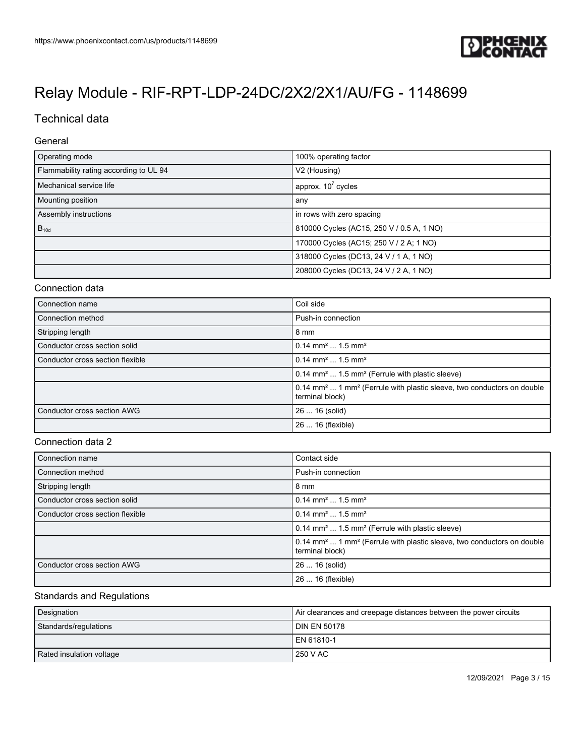# Relay Module - RIF-RPT-LDP-24DC/2X2/2X1/AU/FG - 1148699

## Technical data

### General

| | |
|---|---|
| Operating mode | 100% operating factor |
| Flammability rating according to UL 94 | V2 (Housing) |
| Mechanical service life | approx. $10^7$ cycles |
| Mounting position | any |
| Assembly instructions | in rows with zero spacing |
| $B_{10d}$ | 810000 Cycles (AC15, 250 V / 0.5 A, 1 NO) |
| | 170000 Cycles (AC15; 250 V / 2 A; 1 NO) |
| | 318000 Cycles (DC13, 24 V / 1 A, 1 NO) |
| | 208000 Cycles (DC13, 24 V / 2 A, 1 NO) |

### Connection data

| | |
|---|---|
| Connection name | Coil side |
| Connection method | Push-in connection |
| Stripping length | 8 mm |
| Conductor cross section solid | 0.14 mm² ... 1.5 mm² |
| Conductor cross section flexible | 0.14 mm² ... 1.5 mm² |
| | 0.14 mm² ... 1.5 mm² (Ferrule with plastic sleeve) |
| | 0.14 mm² ... 1 mm² (Ferrule with plastic sleeve, two conductors on double terminal block) |
| Conductor cross section AWG | 26 ... 16 (solid) |
| | 26 ... 16 (flexible) |

### Connection data 2

| | |
|---|---|
| Connection name | Contact side |
| Connection method | Push-in connection |
| Stripping length | 8 mm |
| Conductor cross section solid | 0.14 mm² ... 1.5 mm² |
| Conductor cross section flexible | 0.14 mm² ... 1.5 mm² |
| | 0.14 mm² ... 1.5 mm² (Ferrule with plastic sleeve) |
| | 0.14 mm² ... 1 mm² (Ferrule with plastic sleeve, two conductors on double terminal block) |
| Conductor cross section AWG | 26 ... 16 (solid) |
| | 26 ... 16 (flexible) |

### Standards and Regulations

| | |
|---|---|
| Designation | Air clearances and creepage distances between the power circuits |
| Standards/regulations | DIN EN 50178 |
| | EN 61810-1 |
| Rated insulation voltage | 250 V AC |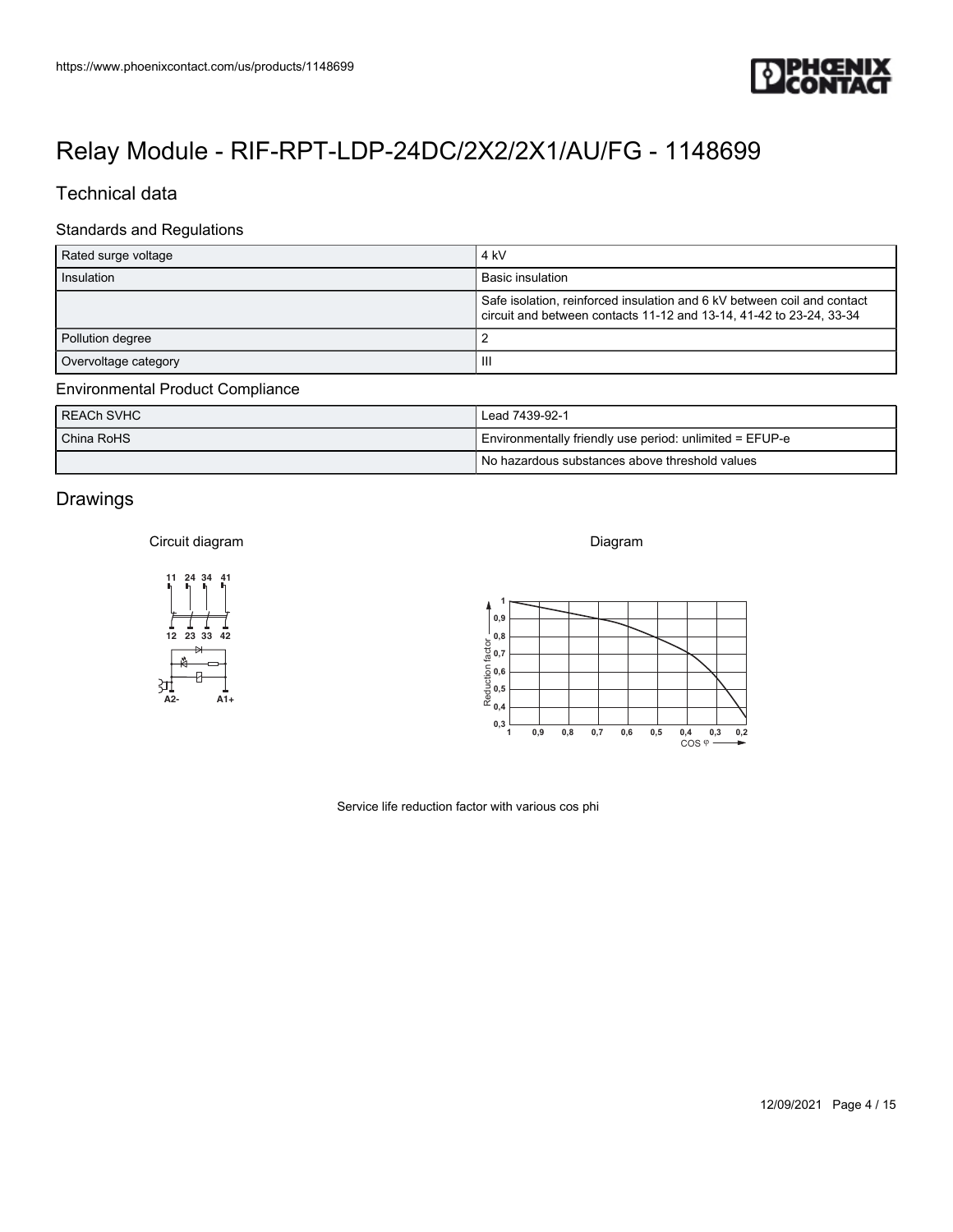# Relay Module - RIF-RPT-LDP-24DC/2X2/2X1/AU/FG - 1148699

## Technical data

### Standards and Regulations

| | |
|---|---|
| Rated surge voltage | 4 kV |
| Insulation | Basic insulation |
| | Safe isolation, reinforced insulation and 6 kV between coil and contact circuit and between contacts 11-12 and 13-14, 41-42 to 23-24, 33-34 |
| Pollution degree | 2 |
| Overvoltage category | III |

### Environmental Product Compliance

| | |
|---|---|
| REACh SVHC | Lead 7439-92-1 |
| China RoHS | Environmentally friendly use period: unlimited = EFUP-e |
| | No hazardous substances above threshold values |

## Drawings

Circuit diagram

Diagram

Service life reduction factor with various cos phi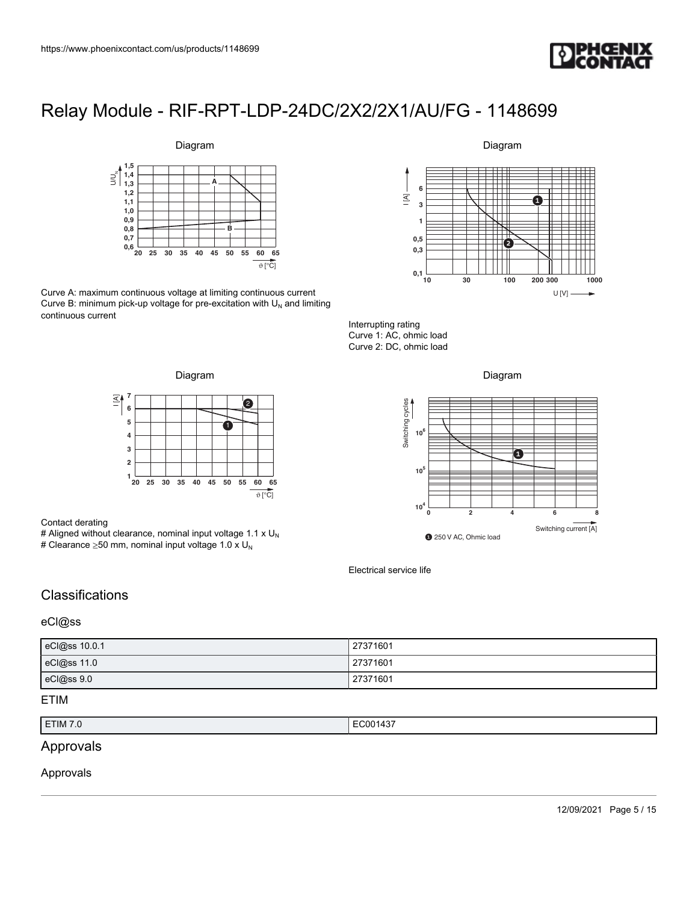# Relay Module - RIF-RPT-LDP-24DC/2X2/2X1/AU/FG - 1148699

Diagram

Curve A: maximum continuous voltage at limiting continuous current
Curve B: minimum pick-up voltage for pre-excitation with $U_N$ and limiting continuous current

Diagram

Interrupting rating
Curve 1: AC, ohmic load
Curve 2: DC, ohmic load

Diagram

Contact derating
# Aligned without clearance, nominal input voltage 1.1 x $U_N$
# Clearance ≥50 mm, nominal input voltage 1.0 x $U_N$

Diagram

1 250 V AC, Ohmic load

Electrical service life

## Classifications

### eCl@ss

| eCl@ss 10.0.1 | 27371601 |
| --- | --- |
| eCl@ss 11.0 | 27371601 |
| eCl@ss 9.0 | 27371601 |

### ETIM

| ETIM 7.0 | EC001437 |
| --- | --- |

## Approvals

### Approvals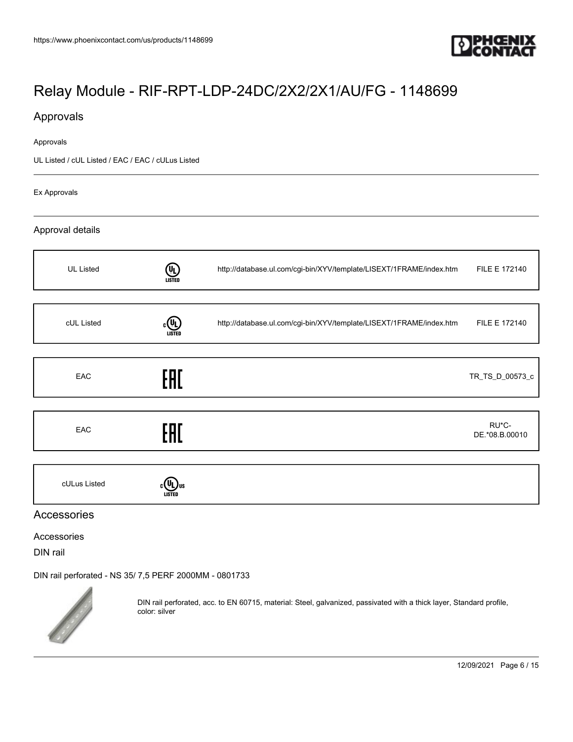# Relay Module - RIF-RPT-LDP-24DC/2X2/2X1/AU/FG - 1148699

## Approvals

Approvals

UL Listed / cUL Listed / EAC / EAC / cULus Listed

Ex Approvals

### Approval details

| UL Listed | | http://database.ul.com/cgi-bin/XYV/template/LISEXT/1FRAME/index.htm | FILE E 172140 |
|---|---|---|---|
| cUL Listed | | http://database.ul.com/cgi-bin/XYV/template/LISEXT/1FRAME/index.htm | FILE E 172140 |
| EAC | | | TR_TS_D_00573_c |
| EAC | | | RU*C-DE.*08.B.00010 |
| cULus Listed | | | |

## Accessories

Accessories

DIN rail

DIN rail perforated - NS 35/ 7,5 PERF 2000MM - 0801733

DIN rail perforated, acc. to EN 60715, material: Steel, galvanized, passivated with a thick layer, Standard profile, color: silver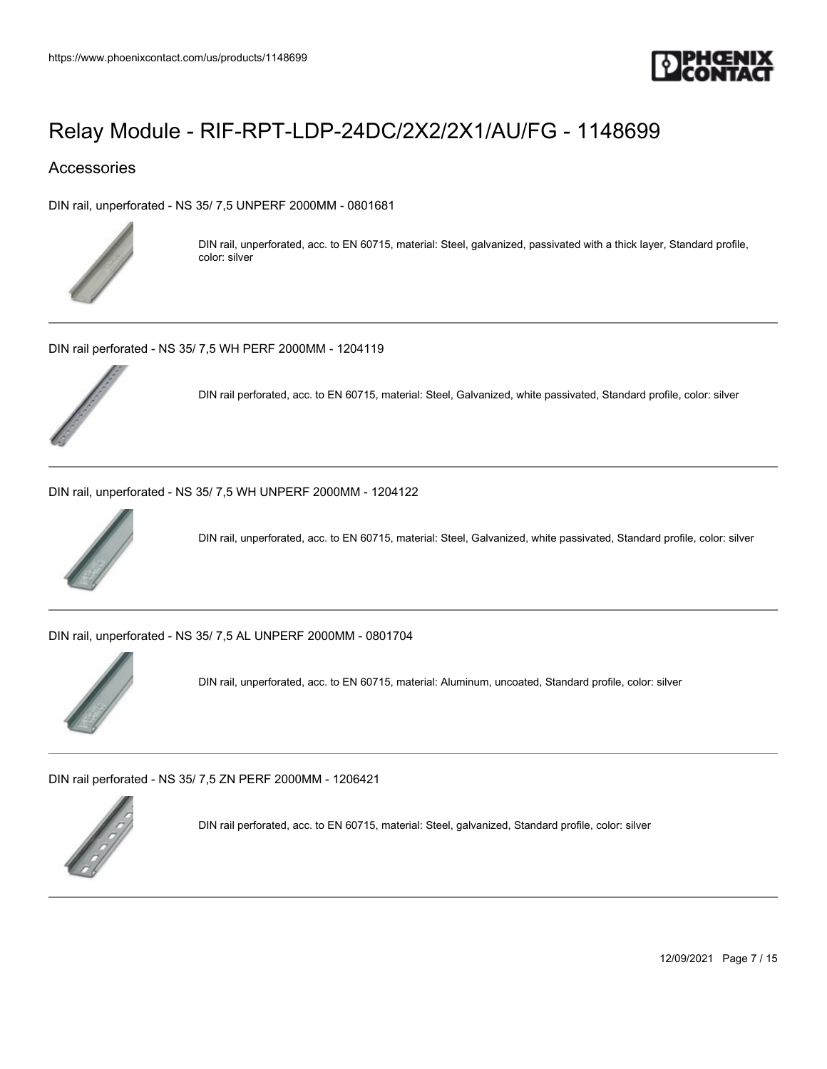# Relay Module - RIF-RPT-LDP-24DC/2X2/2X1/AU/FG - 1148699

## Accessories

DIN rail, unperforated - NS 35/ 7,5 UNPERF 2000MM - 0801681

DIN rail, unperforated, acc. to EN 60715, material: Steel, galvanized, passivated with a thick layer, Standard profile, color: silver

---

DIN rail perforated - NS 35/ 7,5 WH PERF 2000MM - 1204119

DIN rail perforated, acc. to EN 60715, material: Steel, Galvanized, white passivated, Standard profile, color: silver

---

DIN rail, unperforated - NS 35/ 7,5 WH UNPERF 2000MM - 1204122

DIN rail, unperforated, acc. to EN 60715, material: Steel, Galvanized, white passivated, Standard profile, color: silver

---

DIN rail, unperforated - NS 35/ 7,5 AL UNPERF 2000MM - 0801704

DIN rail, unperforated, acc. to EN 60715, material: Aluminum, uncoated, Standard profile, color: silver

---

DIN rail perforated - NS 35/ 7,5 ZN PERF 2000MM - 1206421

DIN rail perforated, acc. to EN 60715, material: Steel, galvanized, Standard profile, color: silver

---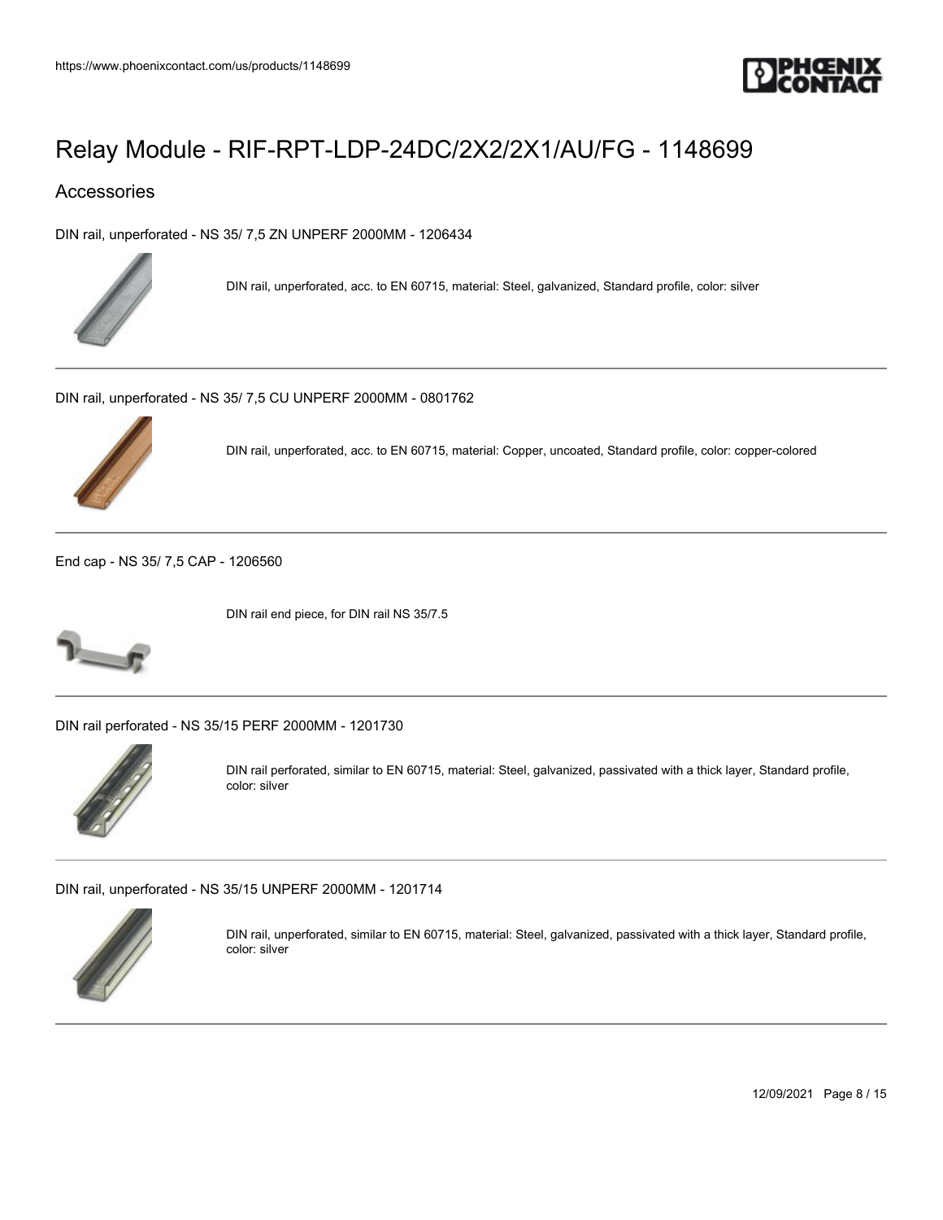# Relay Module - RIF-RPT-LDP-24DC/2X2/2X1/AU/FG - 1148699

## Accessories

DIN rail, unperforated - NS 35/ 7,5 ZN UNPERF 2000MM - 1206434

DIN rail, unperforated, acc. to EN 60715, material: Steel, galvanized, Standard profile, color: silver

---

DIN rail, unperforated - NS 35/ 7,5 CU UNPERF 2000MM - 0801762

DIN rail, unperforated, acc. to EN 60715, material: Copper, uncoated, Standard profile, color: copper-colored

---

End cap - NS 35/ 7,5 CAP - 1206560

DIN rail end piece, for DIN rail NS 35/7.5

---

DIN rail perforated - NS 35/15 PERF 2000MM - 1201730

DIN rail perforated, similar to EN 60715, material: Steel, galvanized, passivated with a thick layer, Standard profile, color: silver

---

DIN rail, unperforated - NS 35/15 UNPERF 2000MM - 1201714

DIN rail, unperforated, similar to EN 60715, material: Steel, galvanized, passivated with a thick layer, Standard profile, color: silver

---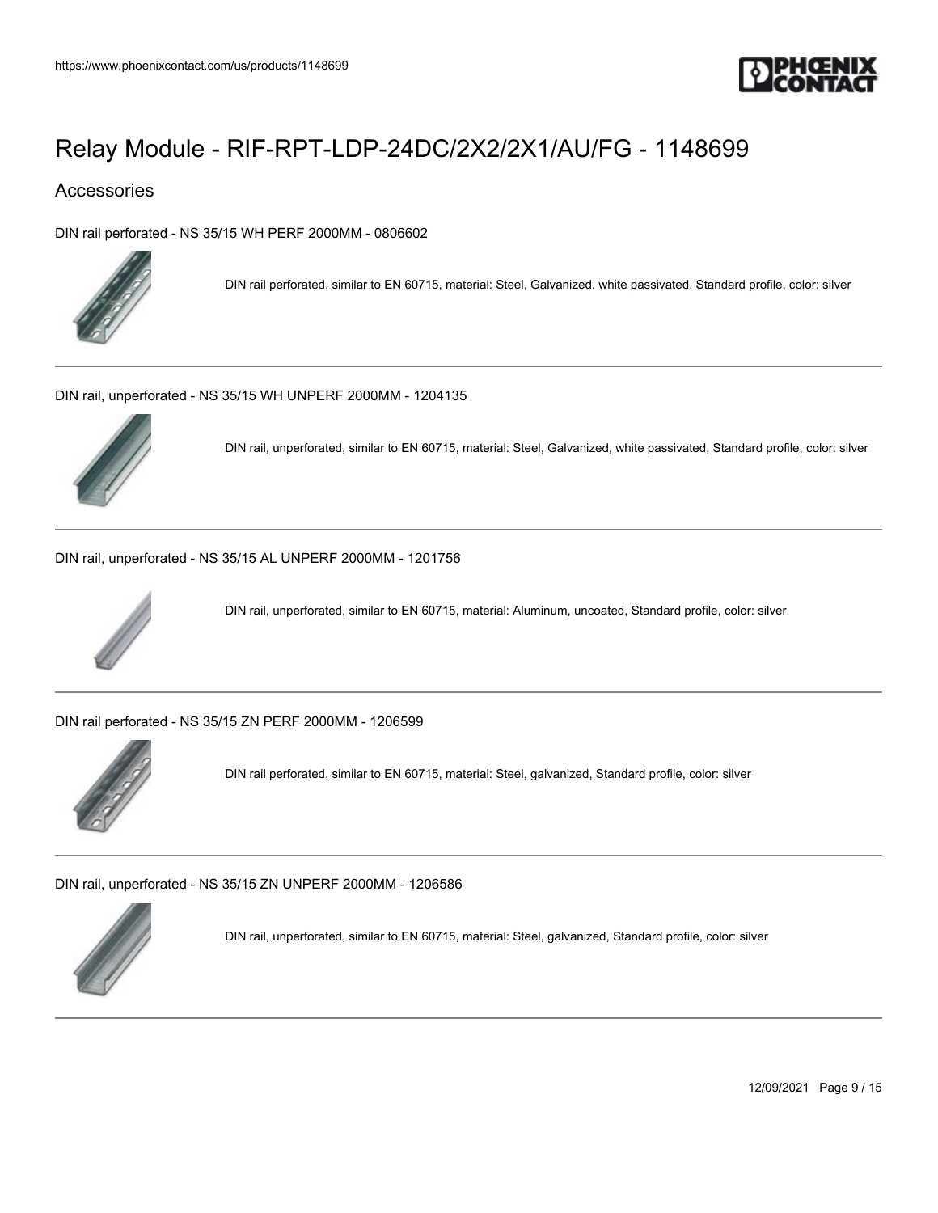# Relay Module - RIF-RPT-LDP-24DC/2X2/2X1/AU/FG - 1148699

## Accessories

DIN rail perforated - NS 35/15 WH PERF 2000MM - 0806602

DIN rail perforated, similar to EN 60715, material: Steel, Galvanized, white passivated, Standard profile, color: silver

---

DIN rail, unperforated - NS 35/15 WH UNPERF 2000MM - 1204135

DIN rail, unperforated, similar to EN 60715, material: Steel, Galvanized, white passivated, Standard profile, color: silver

---

DIN rail, unperforated - NS 35/15 AL UNPERF 2000MM - 1201756

DIN rail, unperforated, similar to EN 60715, material: Aluminum, uncoated, Standard profile, color: silver

---

DIN rail perforated - NS 35/15 ZN PERF 2000MM - 1206599

DIN rail perforated, similar to EN 60715, material: Steel, galvanized, Standard profile, color: silver

---

DIN rail, unperforated - NS 35/15 ZN UNPERF 2000MM - 1206586

DIN rail, unperforated, similar to EN 60715, material: Steel, galvanized, Standard profile, color: silver

---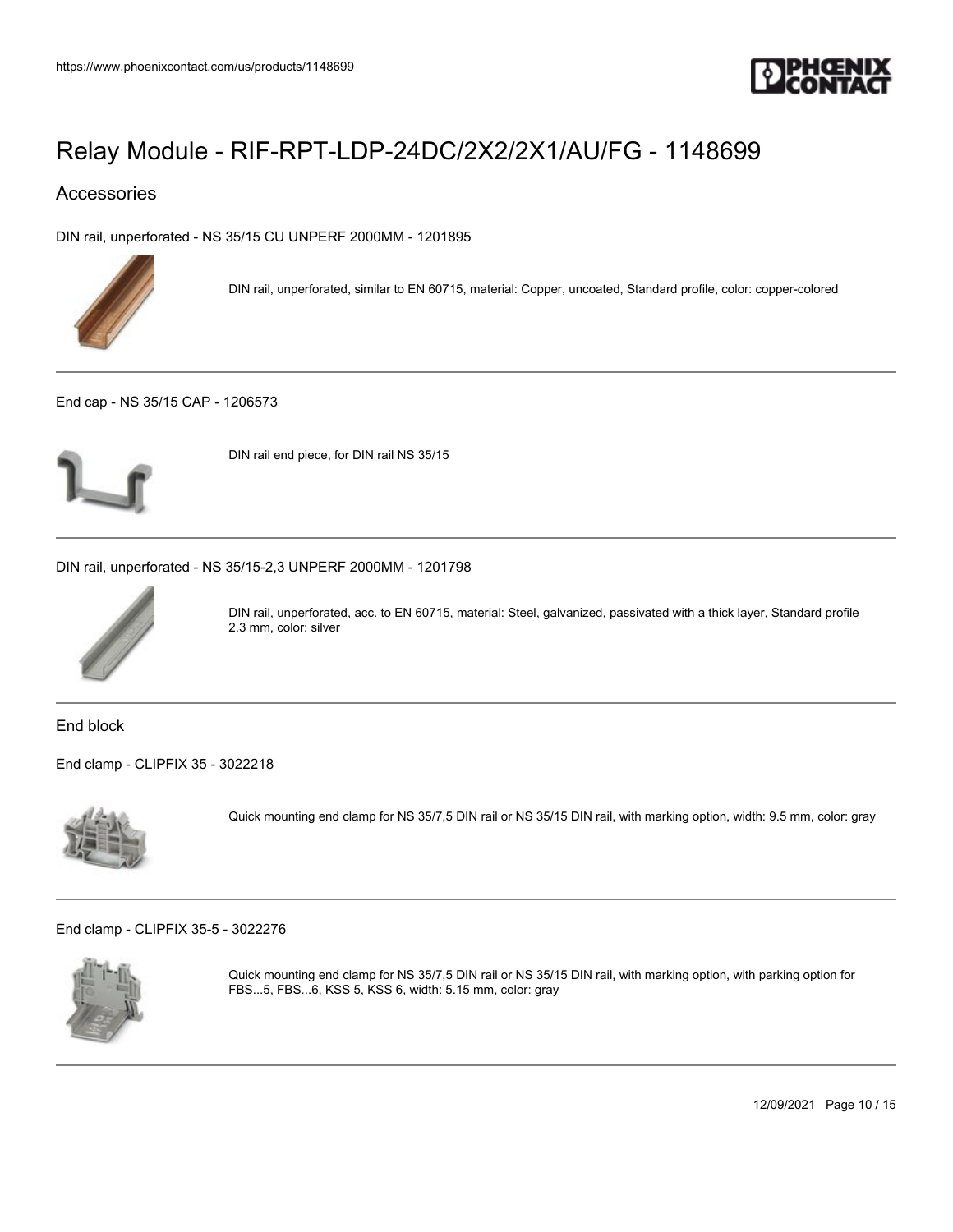# Relay Module - RIF-RPT-LDP-24DC/2X2/2X1/AU/FG - 1148699

## Accessories

DIN rail, unperforated - NS 35/15 CU UNPERF 2000MM - 1201895

DIN rail, unperforated, similar to EN 60715, material: Copper, uncoated, Standard profile, color: copper-colored

---

End cap - NS 35/15 CAP - 1206573

DIN rail end piece, for DIN rail NS 35/15

---

DIN rail, unperforated - NS 35/15-2,3 UNPERF 2000MM - 1201798

DIN rail, unperforated, acc. to EN 60715, material: Steel, galvanized, passivated with a thick layer, Standard profile 2.3 mm, color: silver

---

### End block

End clamp - CLIPFIX 35 - 3022218

Quick mounting end clamp for NS 35/7,5 DIN rail or NS 35/15 DIN rail, with marking option, width: 9.5 mm, color: gray

---

End clamp - CLIPFIX 35-5 - 3022276

Quick mounting end clamp for NS 35/7,5 DIN rail or NS 35/15 DIN rail, with marking option, with parking option for FBS...5, FBS...6, KSS 5, KSS 6, width: 5.15 mm, color: gray

---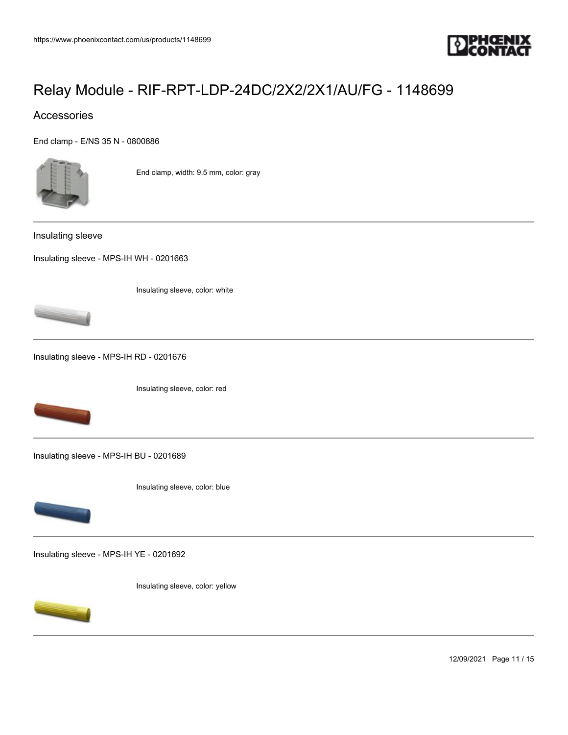# Relay Module - RIF-RPT-LDP-24DC/2X2/2X1/AU/FG - 1148699

## Accessories

End clamp - E/NS 35 N - 0800886

End clamp, width: 9.5 mm, color: gray

---

Insulating sleeve

Insulating sleeve - MPS-IH WH - 0201663

Insulating sleeve, color: white

---

Insulating sleeve - MPS-IH RD - 0201676

Insulating sleeve, color: red

---

Insulating sleeve - MPS-IH BU - 0201689

Insulating sleeve, color: blue

---

Insulating sleeve - MPS-IH YE - 0201692

Insulating sleeve, color: yellow

---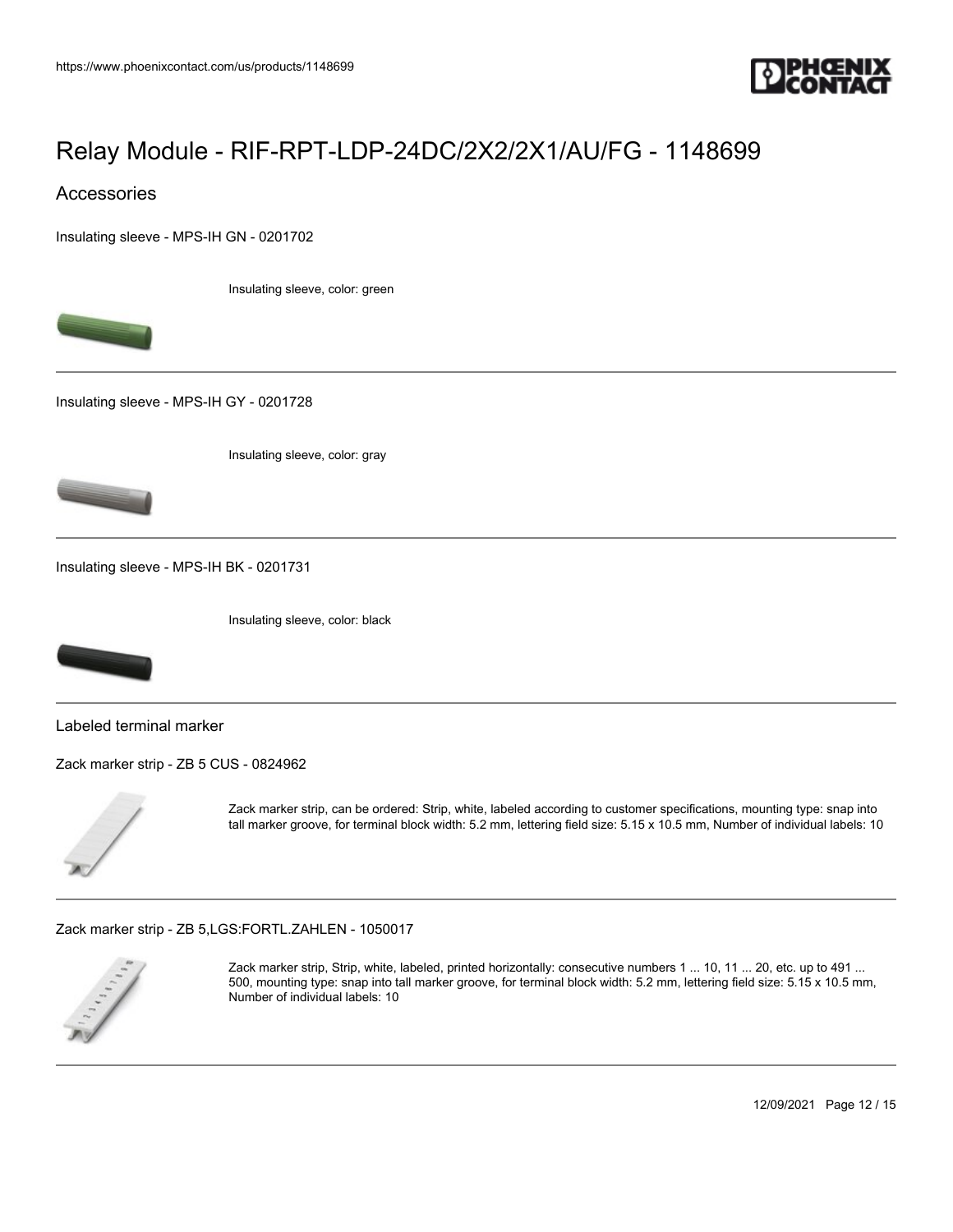# Relay Module - RIF-RPT-LDP-24DC/2X2/2X1/AU/FG - 1148699

## Accessories

Insulating sleeve - MPS-IH GN - 0201702

Insulating sleeve, color: green

---

Insulating sleeve - MPS-IH GY - 0201728

Insulating sleeve, color: gray

---

Insulating sleeve - MPS-IH BK - 0201731

Insulating sleeve, color: black

---

### Labeled terminal marker

Zack marker strip - ZB 5 CUS - 0824962

Zack marker strip, can be ordered: Strip, white, labeled according to customer specifications, mounting type: snap into tall marker groove, for terminal block width: 5.2 mm, lettering field size: 5.15 x 10.5 mm, Number of individual labels: 10

---

Zack marker strip - ZB 5,LGS:FORTL.ZAHLEN - 1050017

Zack marker strip, Strip, white, labeled, printed horizontally: consecutive numbers 1 ... 10, 11 ... 20, etc. up to 491 ... 500, mounting type: snap into tall marker groove, for terminal block width: 5.2 mm, lettering field size: 5.15 x 10.5 mm, Number of individual labels: 10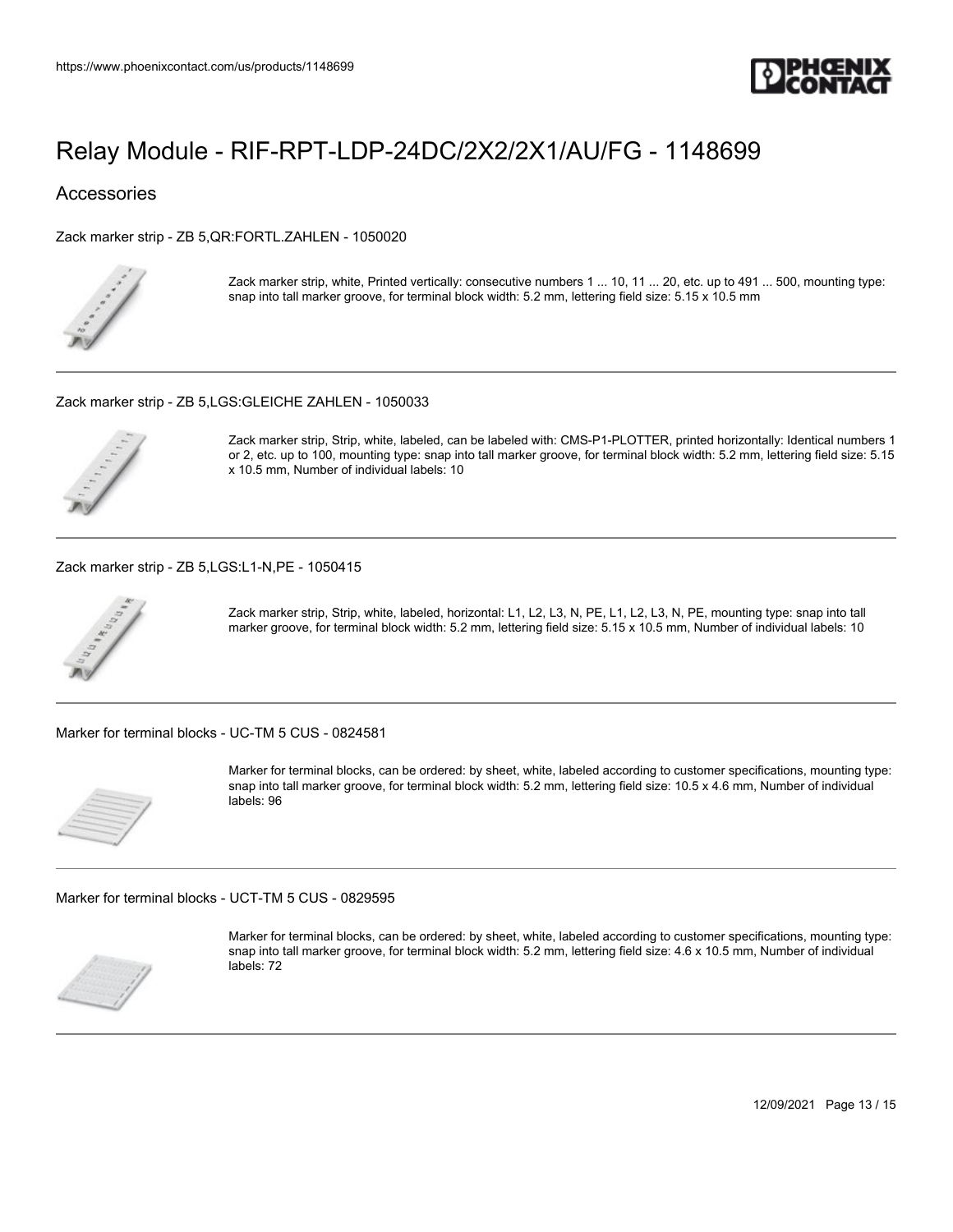# Relay Module - RIF-RPT-LDP-24DC/2X2/2X1/AU/FG - 1148699

## Accessories

Zack marker strip - ZB 5,QR:FORTL.ZAHLEN - 1050020

Zack marker strip, white, Printed vertically: consecutive numbers 1 ... 10, 11 ... 20, etc. up to 491 ... 500, mounting type: snap into tall marker groove, for terminal block width: 5.2 mm, lettering field size: 5.15 x 10.5 mm

---

Zack marker strip - ZB 5,LGS:GLEICHE ZAHLEN - 1050033

Zack marker strip, Strip, white, labeled, can be labeled with: CMS-P1-PLOTTER, printed horizontally: Identical numbers 1 or 2, etc. up to 100, mounting type: snap into tall marker groove, for terminal block width: 5.2 mm, lettering field size: 5.15 x 10.5 mm, Number of individual labels: 10

---

Zack marker strip - ZB 5,LGS:L1-N,PE - 1050415

Zack marker strip, Strip, white, labeled, horizontal: L1, L2, L3, N, PE, L1, L2, L3, N, PE, mounting type: snap into tall marker groove, for terminal block width: 5.2 mm, lettering field size: 5.15 x 10.5 mm, Number of individual labels: 10

---

Marker for terminal blocks - UC-TM 5 CUS - 0824581

Marker for terminal blocks, can be ordered: by sheet, white, labeled according to customer specifications, mounting type: snap into tall marker groove, for terminal block width: 5.2 mm, lettering field size: 10.5 x 4.6 mm, Number of individual labels: 96

---

Marker for terminal blocks - UCT-TM 5 CUS - 0829595

Marker for terminal blocks, can be ordered: by sheet, white, labeled according to customer specifications, mounting type: snap into tall marker groove, for terminal block width: 5.2 mm, lettering field size: 4.6 x 10.5 mm, Number of individual labels: 72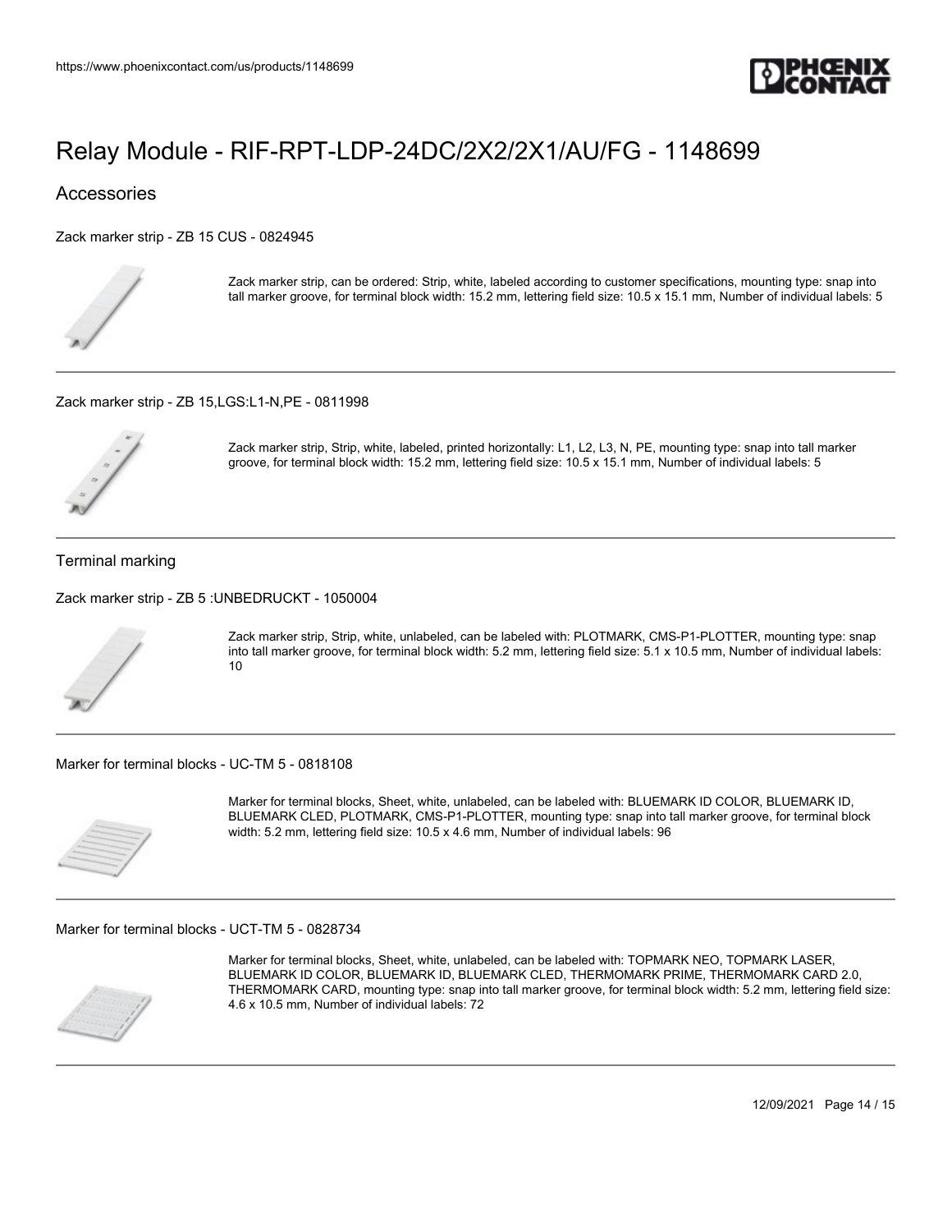# Relay Module - RIF-RPT-LDP-24DC/2X2/2X1/AU/FG - 1148699

## Accessories

### Zack marker strip - ZB 15 CUS - 0824945

Zack marker strip, can be ordered: Strip, white, labeled according to customer specifications, mounting type: snap into tall marker groove, for terminal block width: 15.2 mm, lettering field size: 10.5 x 15.1 mm, Number of individual labels: 5

### Zack marker strip - ZB 15,LGS:L1-N,PE - 0811998

Zack marker strip, Strip, white, labeled, printed horizontally: L1, L2, L3, N, PE, mounting type: snap into tall marker groove, for terminal block width: 15.2 mm, lettering field size: 10.5 x 15.1 mm, Number of individual labels: 5

## Terminal marking

### Zack marker strip - ZB 5 :UNBEDRUCKT - 1050004

Zack marker strip, Strip, white, unlabeled, can be labeled with: PLOTMARK, CMS-P1-PLOTTER, mounting type: snap into tall marker groove, for terminal block width: 5.2 mm, lettering field size: 5.1 x 10.5 mm, Number of individual labels: 10

### Marker for terminal blocks - UC-TM 5 - 0818108

Marker for terminal blocks, Sheet, white, unlabeled, can be labeled with: BLUEMARK ID COLOR, BLUEMARK ID, BLUEMARK CLED, PLOTMARK, CMS-P1-PLOTTER, mounting type: snap into tall marker groove, for terminal block width: 5.2 mm, lettering field size: 10.5 x 4.6 mm, Number of individual labels: 96

### Marker for terminal blocks - UCT-TM 5 - 0828734

Marker for terminal blocks, Sheet, white, unlabeled, can be labeled with: TOPMARK NEO, TOPMARK LASER, BLUEMARK ID COLOR, BLUEMARK ID, BLUEMARK CLED, THERMOMARK PRIME, THERMOMARK CARD 2.0, THERMOMARK CARD, mounting type: snap into tall marker groove, for terminal block width: 5.2 mm, lettering field size: 4.6 x 10.5 mm, Number of individual labels: 72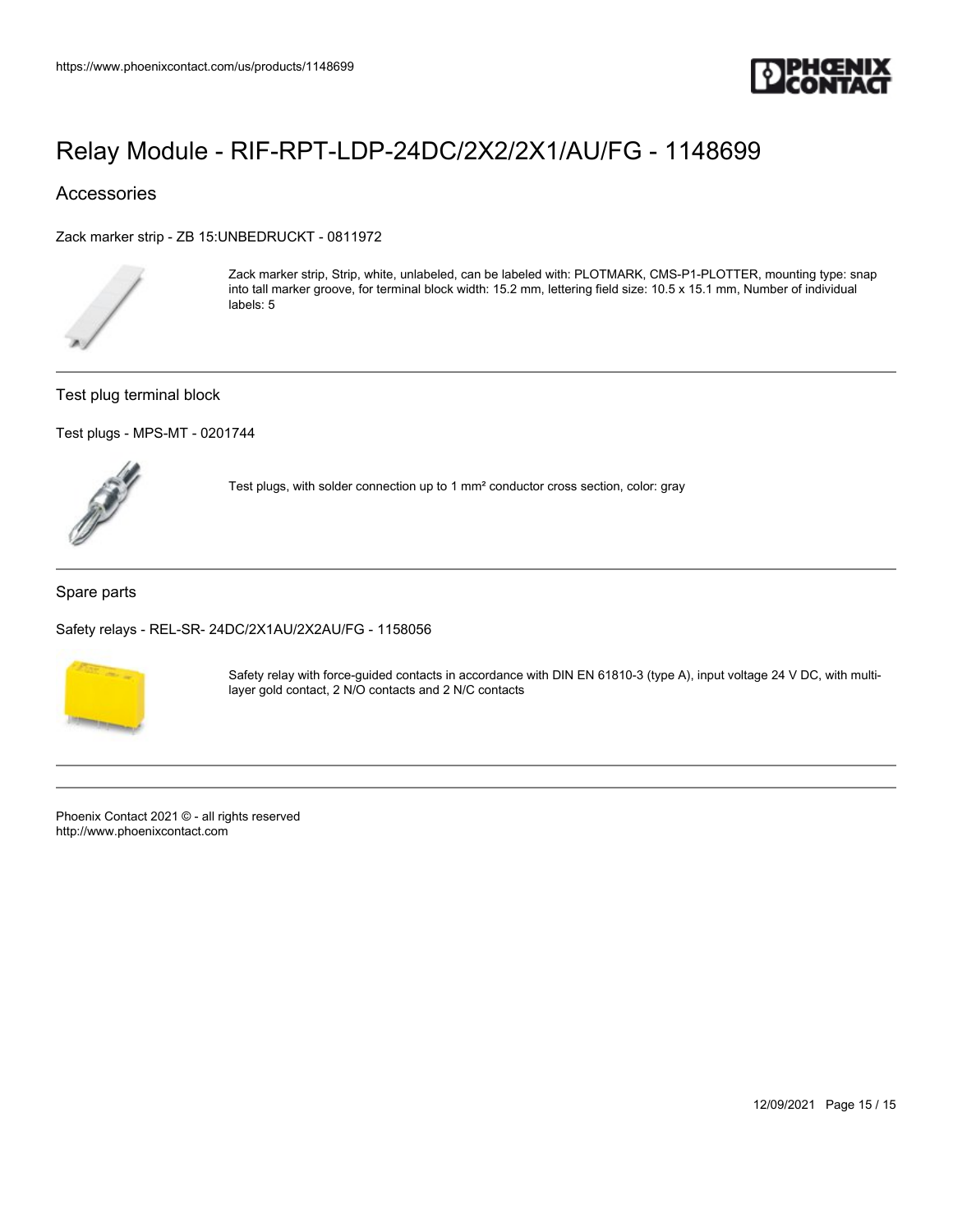# Relay Module - RIF-RPT-LDP-24DC/2X2/2X1/AU/FG - 1148699

## Accessories

Zack marker strip - ZB 15:UNBEDRUCKT - 0811972

Zack marker strip, Strip, white, unlabeled, can be labeled with: PLOTMARK, CMS-P1-PLOTTER, mounting type: snap into tall marker groove, for terminal block width: 15.2 mm, lettering field size: 10.5 x 15.1 mm, Number of individual labels: 5

---

### Test plug terminal block

Test plugs - MPS-MT - 0201744

Test plugs, with solder connection up to 1 mm² conductor cross section, color: gray

---

### Spare parts

Safety relays - REL-SR- 24DC/2X1AU/2X2AU/FG - 1158056

Safety relay with force-guided contacts in accordance with DIN EN 61810-3 (type A), input voltage 24 V DC, with multi-layer gold contact, 2 N/O contacts and 2 N/C contacts

---

Phoenix Contact 2021 © - all rights reserved
http://www.phoenixcontact.com